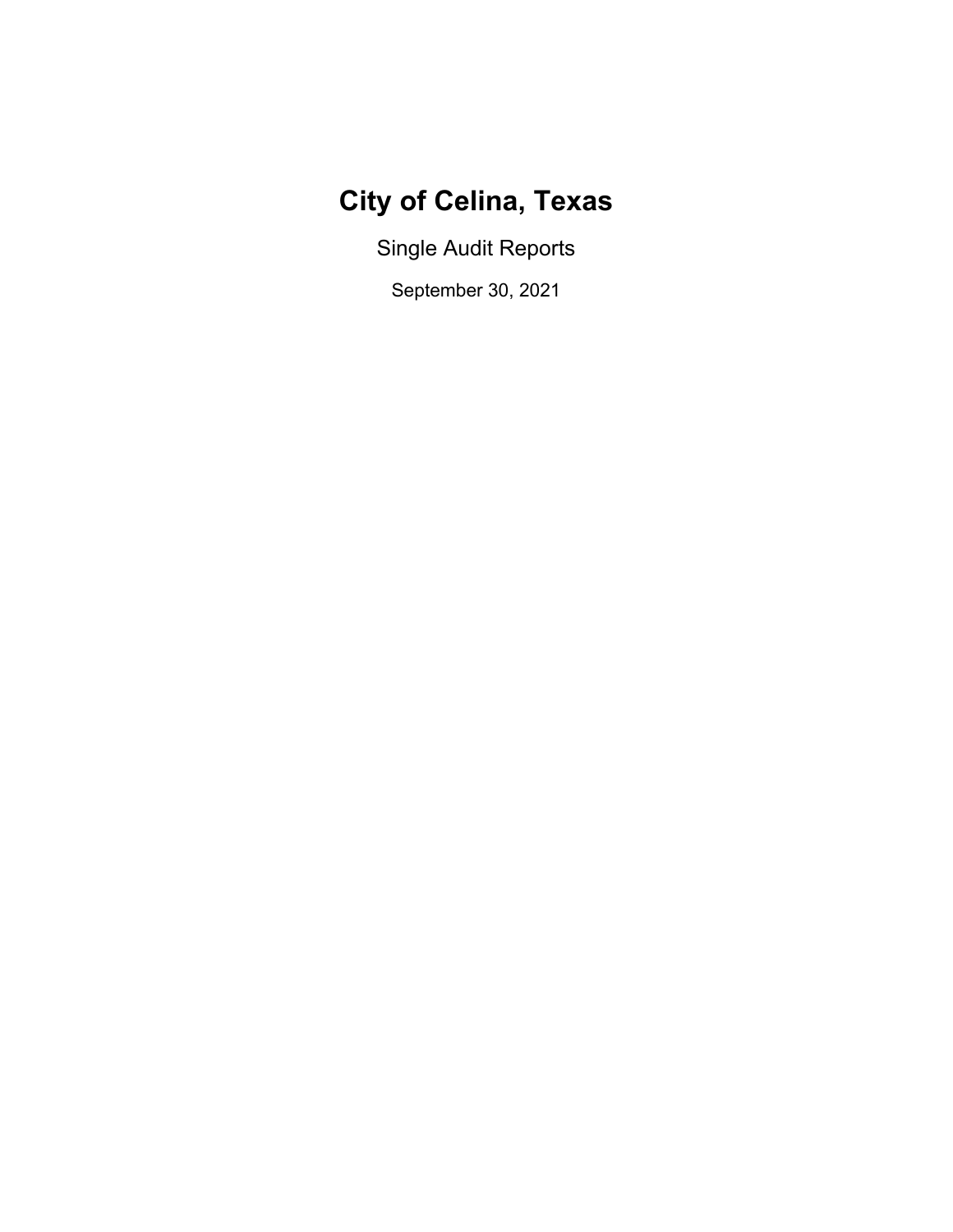# City of Celina, Texas

Single Audit Reports

September 30, 2021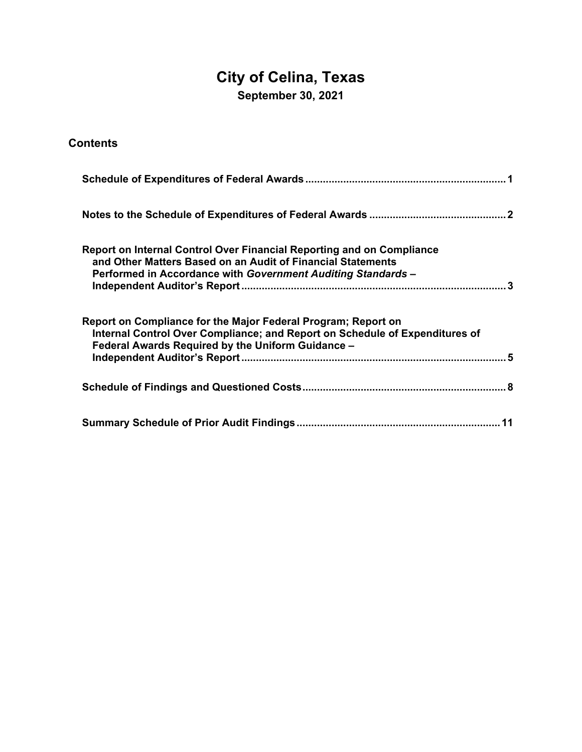# City of Celina, Texas

**September 30, 2021**

## Contents

| | |
|---|---|
| **Schedule of Expenditures of Federal Awards** | **1** |
| **Notes to the Schedule of Expenditures of Federal Awards** | **2** |
| **Report on Internal Control Over Financial Reporting and on Compliance and Other Matters Based on an Audit of Financial Statements Performed in Accordance with *Government Auditing Standards* – Independent Auditor's Report** | **3** |
| **Report on Compliance for the Major Federal Program; Report on Internal Control Over Compliance; and Report on Schedule of Expenditures of Federal Awards Required by the Uniform Guidance – Independent Auditor's Report** | **5** |
| **Schedule of Findings and Questioned Costs** | **8** |
| **Summary Schedule of Prior Audit Findings** | **11** |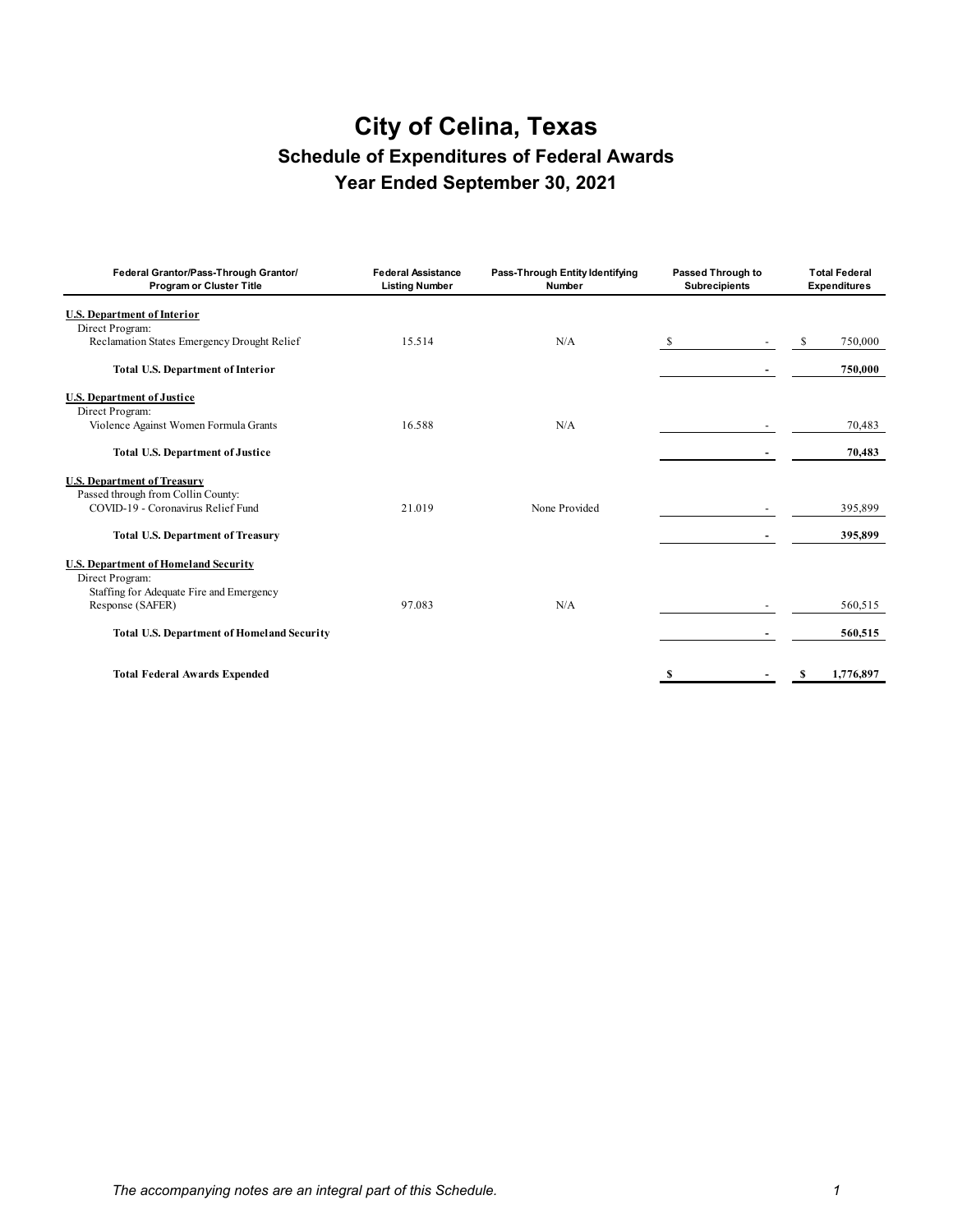# City of Celina, Texas

## Schedule of Expenditures of Federal Awards

## Year Ended September 30, 2021

| Federal Grantor/Pass-Through Grantor/ Program or Cluster Title | Federal Assistance Listing Number | Pass-Through Entity Identifying Number | Passed Through to Subrecipients | Total Federal Expenditures |
|---|---|---|---|---|
| **U.S. Department of Interior** | | | | |
| Direct Program: | | | | |
| Reclamation States Emergency Drought Relief | 15.514 | N/A | $ - | $ 750,000 |
| **Total U.S. Department of Interior** | | | **-** | **750,000** |
| **U.S. Department of Justice** | | | | |
| Direct Program: | | | | |
| Violence Against Women Formula Grants | 16.588 | N/A | - | 70,483 |
| **Total U.S. Department of Justice** | | | **-** | **70,483** |
| **U.S. Department of Treasury** | | | | |
| Passed through from Collin County: | | | | |
| COVID-19 - Coronavirus Relief Fund | 21.019 | None Provided | - | 395,899 |
| **Total U.S. Department of Treasury** | | | **-** | **395,899** |
| **U.S. Department of Homeland Security** | | | | |
| Direct Program: | | | | |
| Staffing for Adequate Fire and Emergency Response (SAFER) | 97.083 | N/A | - | 560,515 |
| **Total U.S. Department of Homeland Security** | | | **-** | **560,515** |
| **Total Federal Awards Expended** | | | **$ -** | **$ 1,776,897** |

*The accompanying notes are an integral part of this Schedule.*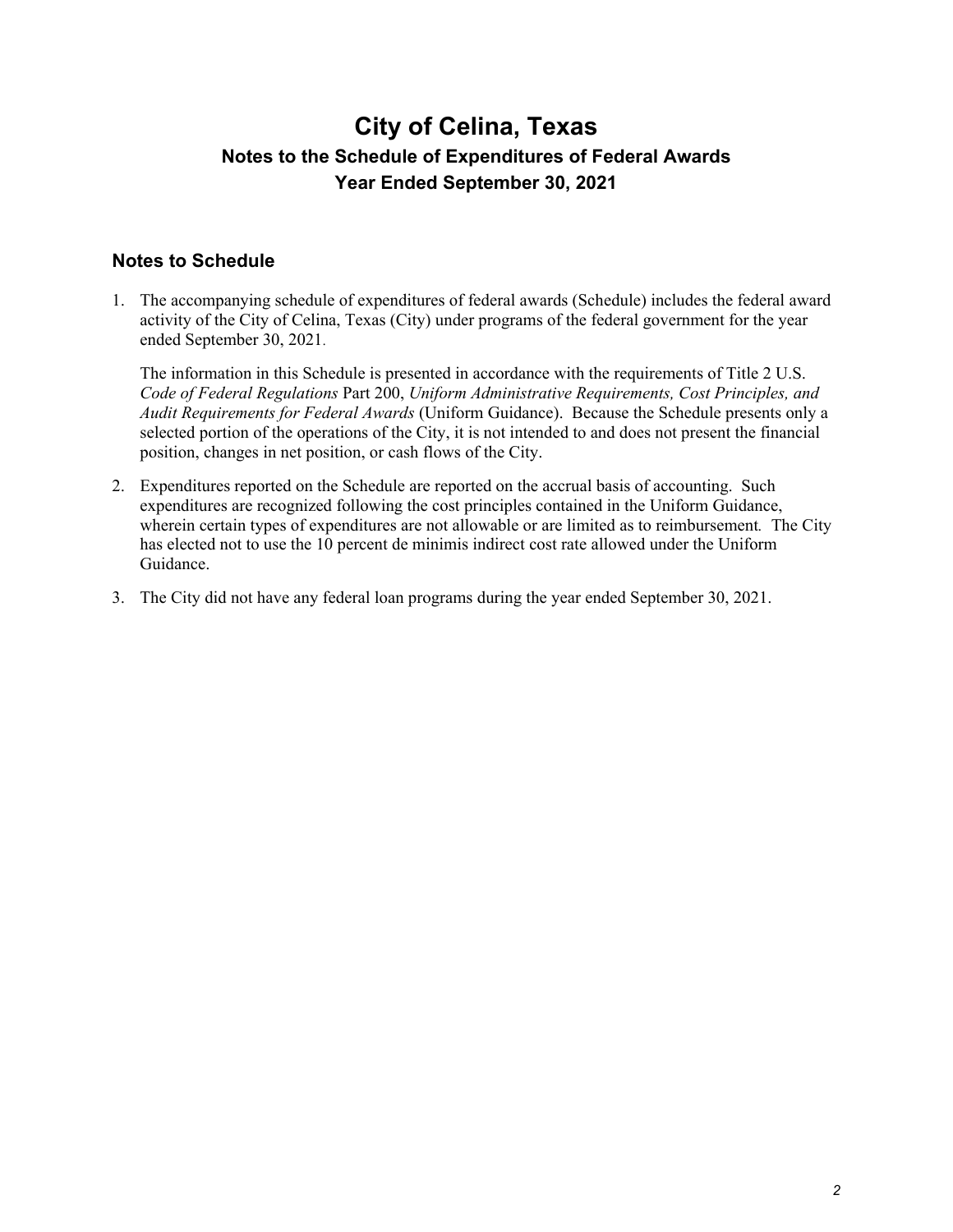# City of Celina, Texas
## Notes to the Schedule of Expenditures of Federal Awards
## Year Ended September 30, 2021

### Notes to Schedule

1. The accompanying schedule of expenditures of federal awards (Schedule) includes the federal award activity of the City of Celina, Texas (City) under programs of the federal government for the year ended September 30, 2021.

   The information in this Schedule is presented in accordance with the requirements of Title 2 U.S. *Code of Federal Regulations* Part 200, *Uniform Administrative Requirements, Cost Principles, and Audit Requirements for Federal Awards* (Uniform Guidance). Because the Schedule presents only a selected portion of the operations of the City, it is not intended to and does not present the financial position, changes in net position, or cash flows of the City.

2. Expenditures reported on the Schedule are reported on the accrual basis of accounting. Such expenditures are recognized following the cost principles contained in the Uniform Guidance, wherein certain types of expenditures are not allowable or are limited as to reimbursement. The City has elected not to use the 10 percent de minimis indirect cost rate allowed under the Uniform Guidance.

3. The City did not have any federal loan programs during the year ended September 30, 2021.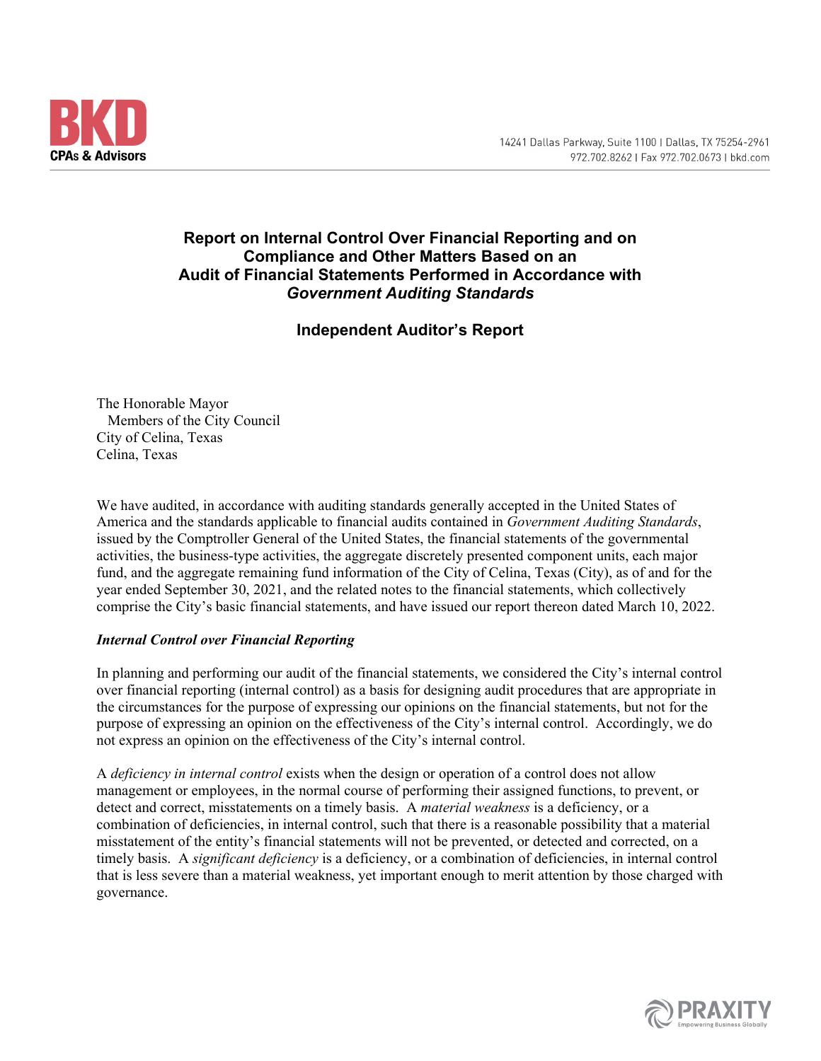# Report on Internal Control Over Financial Reporting and on Compliance and Other Matters Based on an Audit of Financial Statements Performed in Accordance with *Government Auditing Standards*

## Independent Auditor's Report

The Honorable Mayor
Members of the City Council
City of Celina, Texas
Celina, Texas

We have audited, in accordance with auditing standards generally accepted in the United States of America and the standards applicable to financial audits contained in *Government Auditing Standards*, issued by the Comptroller General of the United States, the financial statements of the governmental activities, the business-type activities, the aggregate discretely presented component units, each major fund, and the aggregate remaining fund information of the City of Celina, Texas (City), as of and for the year ended September 30, 2021, and the related notes to the financial statements, which collectively comprise the City's basic financial statements, and have issued our report thereon dated March 10, 2022.

***Internal Control over Financial Reporting***

In planning and performing our audit of the financial statements, we considered the City's internal control over financial reporting (internal control) as a basis for designing audit procedures that are appropriate in the circumstances for the purpose of expressing our opinions on the financial statements, but not for the purpose of expressing an opinion on the effectiveness of the City's internal control. Accordingly, we do not express an opinion on the effectiveness of the City's internal control.

A *deficiency in internal control* exists when the design or operation of a control does not allow management or employees, in the normal course of performing their assigned functions, to prevent, or detect and correct, misstatements on a timely basis. A *material weakness* is a deficiency, or a combination of deficiencies, in internal control, such that there is a reasonable possibility that a material misstatement of the entity's financial statements will not be prevented, or detected and corrected, on a timely basis. A *significant deficiency* is a deficiency, or a combination of deficiencies, in internal control that is less severe than a material weakness, yet important enough to merit attention by those charged with governance.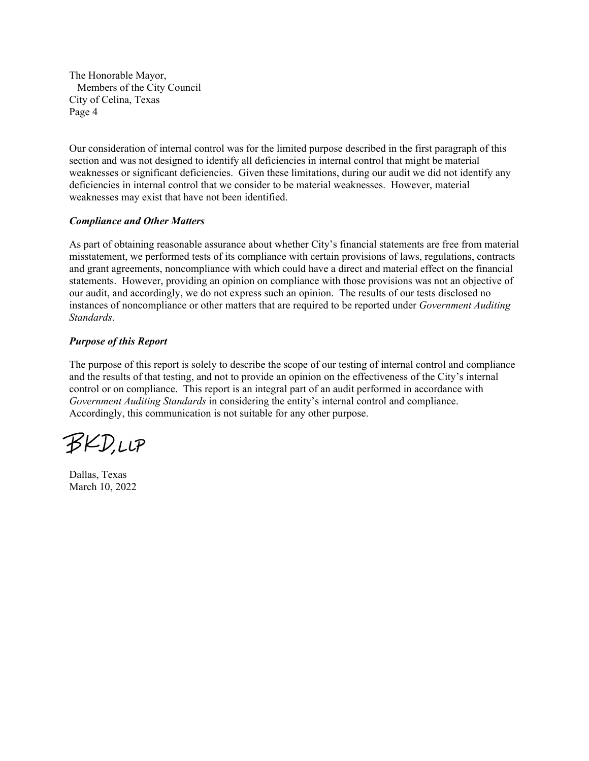The Honorable Mayor,
Members of the City Council
City of Celina, Texas

Our consideration of internal control was for the limited purpose described in the first paragraph of this section and was not designed to identify all deficiencies in internal control that might be material weaknesses or significant deficiencies. Given these limitations, during our audit we did not identify any deficiencies in internal control that we consider to be material weaknesses. However, material weaknesses may exist that have not been identified.

***Compliance and Other Matters***

As part of obtaining reasonable assurance about whether City's financial statements are free from material misstatement, we performed tests of its compliance with certain provisions of laws, regulations, contracts and grant agreements, noncompliance with which could have a direct and material effect on the financial statements. However, providing an opinion on compliance with those provisions was not an objective of our audit, and accordingly, we do not express such an opinion. The results of our tests disclosed no instances of noncompliance or other matters that are required to be reported under *Government Auditing Standards*.

***Purpose of this Report***

The purpose of this report is solely to describe the scope of our testing of internal control and compliance and the results of that testing, and not to provide an opinion on the effectiveness of the City's internal control or on compliance. This report is an integral part of an audit performed in accordance with *Government Auditing Standards* in considering the entity's internal control and compliance. Accordingly, this communication is not suitable for any other purpose.

BKD, LLP

Dallas, Texas
March 10, 2022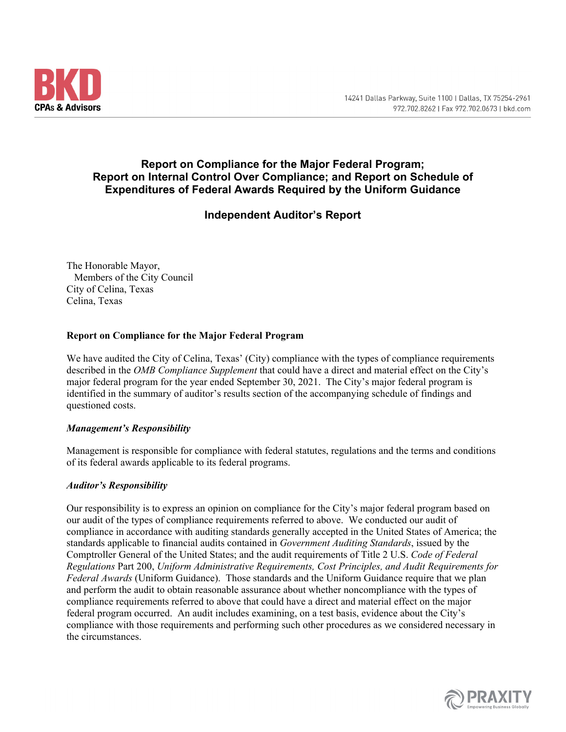BKD
CPAs & Advisors

14241 Dallas Parkway, Suite 1100 | Dallas, TX 75254-2961
972.702.8262 | Fax 972.702.0673 | bkd.com

## Report on Compliance for the Major Federal Program; Report on Internal Control Over Compliance; and Report on Schedule of Expenditures of Federal Awards Required by the Uniform Guidance

## Independent Auditor's Report

The Honorable Mayor,
Members of the City Council
City of Celina, Texas
Celina, Texas

### Report on Compliance for the Major Federal Program

We have audited the City of Celina, Texas' (City) compliance with the types of compliance requirements described in the *OMB Compliance Supplement* that could have a direct and material effect on the City's major federal program for the year ended September 30, 2021. The City's major federal program is identified in the summary of auditor's results section of the accompanying schedule of findings and questioned costs.

#### *Management's Responsibility*

Management is responsible for compliance with federal statutes, regulations and the terms and conditions of its federal awards applicable to its federal programs.

#### *Auditor's Responsibility*

Our responsibility is to express an opinion on compliance for the City's major federal program based on our audit of the types of compliance requirements referred to above. We conducted our audit of compliance in accordance with auditing standards generally accepted in the United States of America; the standards applicable to financial audits contained in *Government Auditing Standards*, issued by the Comptroller General of the United States; and the audit requirements of Title 2 U.S. *Code of Federal Regulations* Part 200, *Uniform Administrative Requirements, Cost Principles, and Audit Requirements for Federal Awards* (Uniform Guidance). Those standards and the Uniform Guidance require that we plan and perform the audit to obtain reasonable assurance about whether noncompliance with the types of compliance requirements referred to above that could have a direct and material effect on the major federal program occurred. An audit includes examining, on a test basis, evidence about the City's compliance with those requirements and performing such other procedures as we considered necessary in the circumstances.

PRAXITY
Empowering Business Globally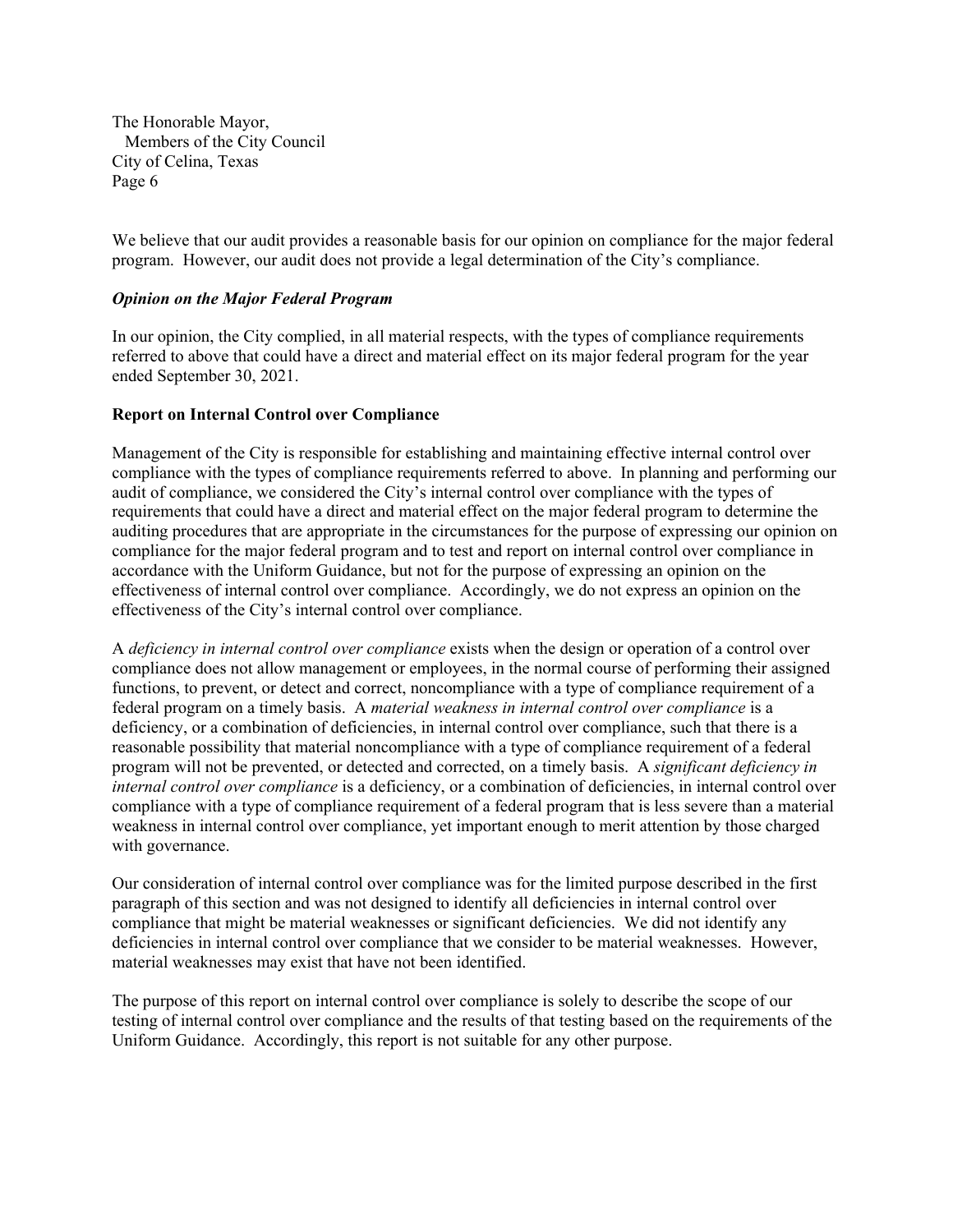The Honorable Mayor,
Members of the City Council
City of Celina, Texas
Page 6

We believe that our audit provides a reasonable basis for our opinion on compliance for the major federal program. However, our audit does not provide a legal determination of the City's compliance.

***Opinion on the Major Federal Program***

In our opinion, the City complied, in all material respects, with the types of compliance requirements referred to above that could have a direct and material effect on its major federal program for the year ended September 30, 2021.

**Report on Internal Control over Compliance**

Management of the City is responsible for establishing and maintaining effective internal control over compliance with the types of compliance requirements referred to above. In planning and performing our audit of compliance, we considered the City's internal control over compliance with the types of requirements that could have a direct and material effect on the major federal program to determine the auditing procedures that are appropriate in the circumstances for the purpose of expressing our opinion on compliance for the major federal program and to test and report on internal control over compliance in accordance with the Uniform Guidance, but not for the purpose of expressing an opinion on the effectiveness of internal control over compliance. Accordingly, we do not express an opinion on the effectiveness of the City's internal control over compliance.

A *deficiency in internal control over compliance* exists when the design or operation of a control over compliance does not allow management or employees, in the normal course of performing their assigned functions, to prevent, or detect and correct, noncompliance with a type of compliance requirement of a federal program on a timely basis. A *material weakness in internal control over compliance* is a deficiency, or a combination of deficiencies, in internal control over compliance, such that there is a reasonable possibility that material noncompliance with a type of compliance requirement of a federal program will not be prevented, or detected and corrected, on a timely basis. A *significant deficiency in internal control over compliance* is a deficiency, or a combination of deficiencies, in internal control over compliance with a type of compliance requirement of a federal program that is less severe than a material weakness in internal control over compliance, yet important enough to merit attention by those charged with governance.

Our consideration of internal control over compliance was for the limited purpose described in the first paragraph of this section and was not designed to identify all deficiencies in internal control over compliance that might be material weaknesses or significant deficiencies. We did not identify any deficiencies in internal control over compliance that we consider to be material weaknesses. However, material weaknesses may exist that have not been identified.

The purpose of this report on internal control over compliance is solely to describe the scope of our testing of internal control over compliance and the results of that testing based on the requirements of the Uniform Guidance. Accordingly, this report is not suitable for any other purpose.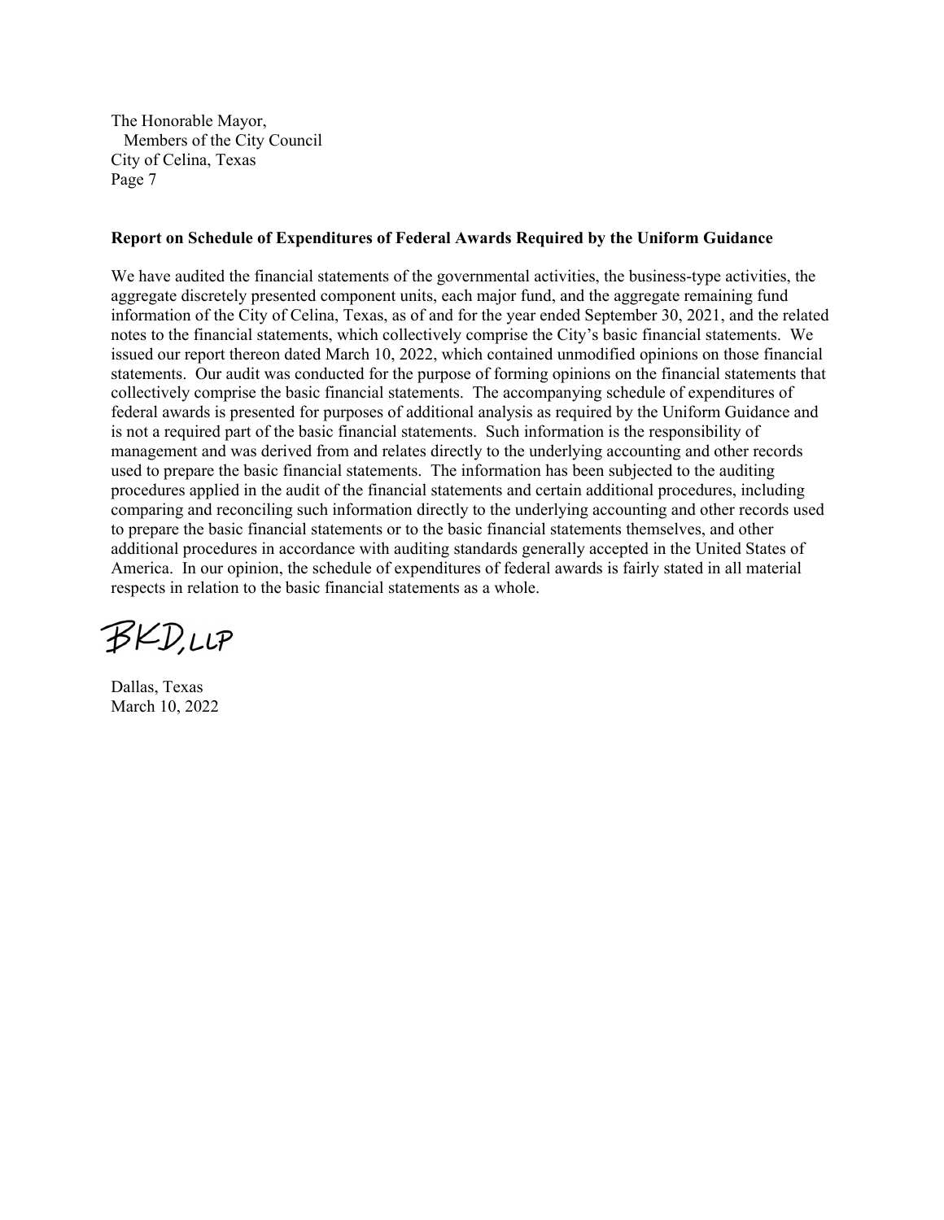The Honorable Mayor,
Members of the City Council
City of Celina, Texas
Page 7

**Report on Schedule of Expenditures of Federal Awards Required by the Uniform Guidance**

We have audited the financial statements of the governmental activities, the business-type activities, the aggregate discretely presented component units, each major fund, and the aggregate remaining fund information of the City of Celina, Texas, as of and for the year ended September 30, 2021, and the related notes to the financial statements, which collectively comprise the City's basic financial statements. We issued our report thereon dated March 10, 2022, which contained unmodified opinions on those financial statements. Our audit was conducted for the purpose of forming opinions on the financial statements that collectively comprise the basic financial statements. The accompanying schedule of expenditures of federal awards is presented for purposes of additional analysis as required by the Uniform Guidance and is not a required part of the basic financial statements. Such information is the responsibility of management and was derived from and relates directly to the underlying accounting and other records used to prepare the basic financial statements. The information has been subjected to the auditing procedures applied in the audit of the financial statements and certain additional procedures, including comparing and reconciling such information directly to the underlying accounting and other records used to prepare the basic financial statements or to the basic financial statements themselves, and other additional procedures in accordance with auditing standards generally accepted in the United States of America. In our opinion, the schedule of expenditures of federal awards is fairly stated in all material respects in relation to the basic financial statements as a whole.

BKD, LLP

Dallas, Texas
March 10, 2022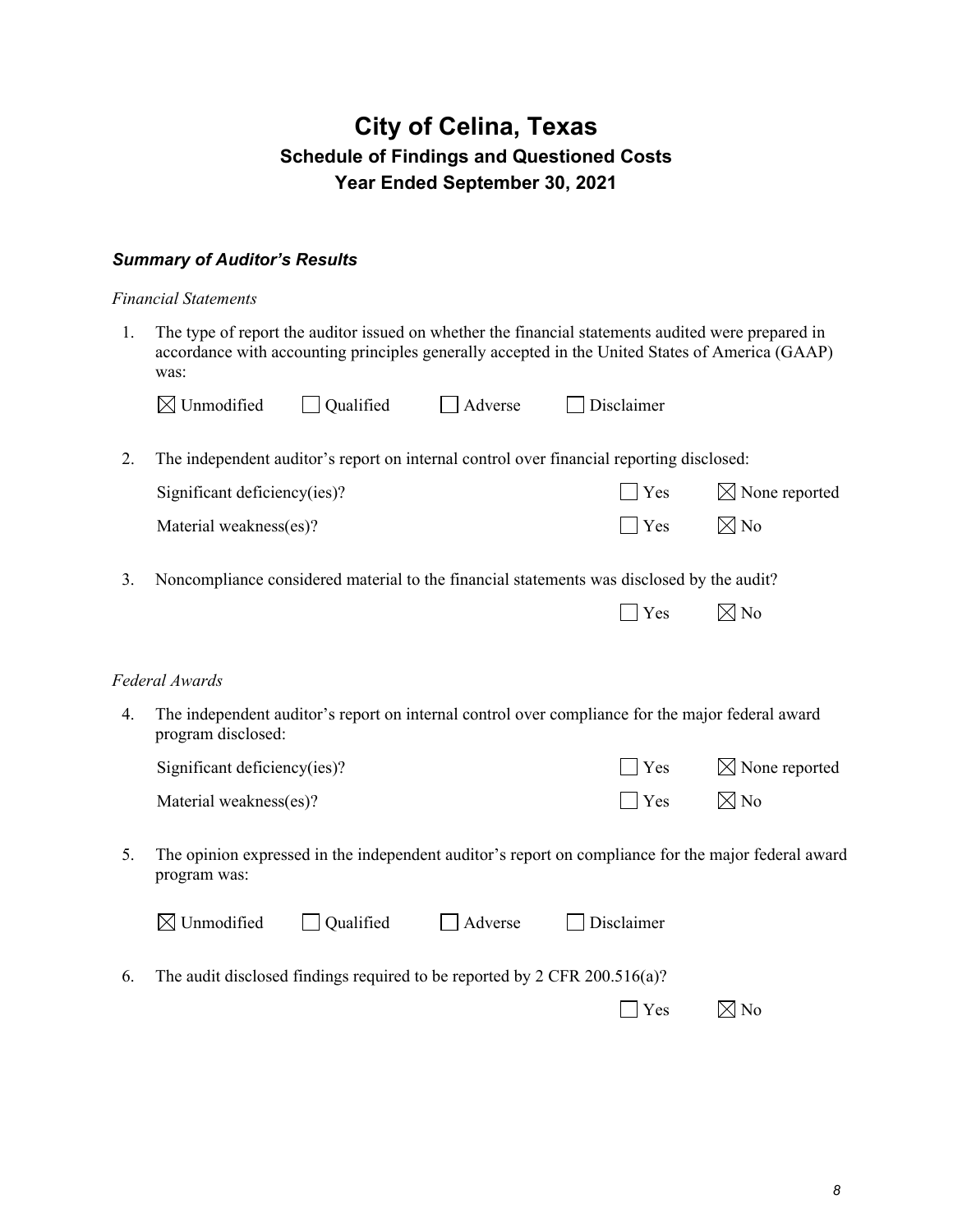# City of Celina, Texas

## Schedule of Findings and Questioned Costs

## Year Ended September 30, 2021

### *Summary of Auditor's Results*

*Financial Statements*

1. The type of report the auditor issued on whether the financial statements audited were prepared in accordance with accounting principles generally accepted in the United States of America (GAAP) was:

   ☒ Unmodified ☐ Qualified ☐ Adverse ☐ Disclaimer

2. The independent auditor's report on internal control over financial reporting disclosed:

   | | | |
   |---|---|---|
   | Significant deficiency(ies)? | ☐ Yes | ☒ None reported |
   | Material weakness(es)? | ☐ Yes | ☒ No |

3. Noncompliance considered material to the financial statements was disclosed by the audit?

   ☐ Yes ☒ No

*Federal Awards*

4. The independent auditor's report on internal control over compliance for the major federal award program disclosed:

   | | | |
   |---|---|---|
   | Significant deficiency(ies)? | ☐ Yes | ☒ None reported |
   | Material weakness(es)? | ☐ Yes | ☒ No |

5. The opinion expressed in the independent auditor's report on compliance for the major federal award program was:

   ☒ Unmodified ☐ Qualified ☐ Adverse ☐ Disclaimer

6. The audit disclosed findings required to be reported by 2 CFR 200.516(a)?

   ☐ Yes ☒ No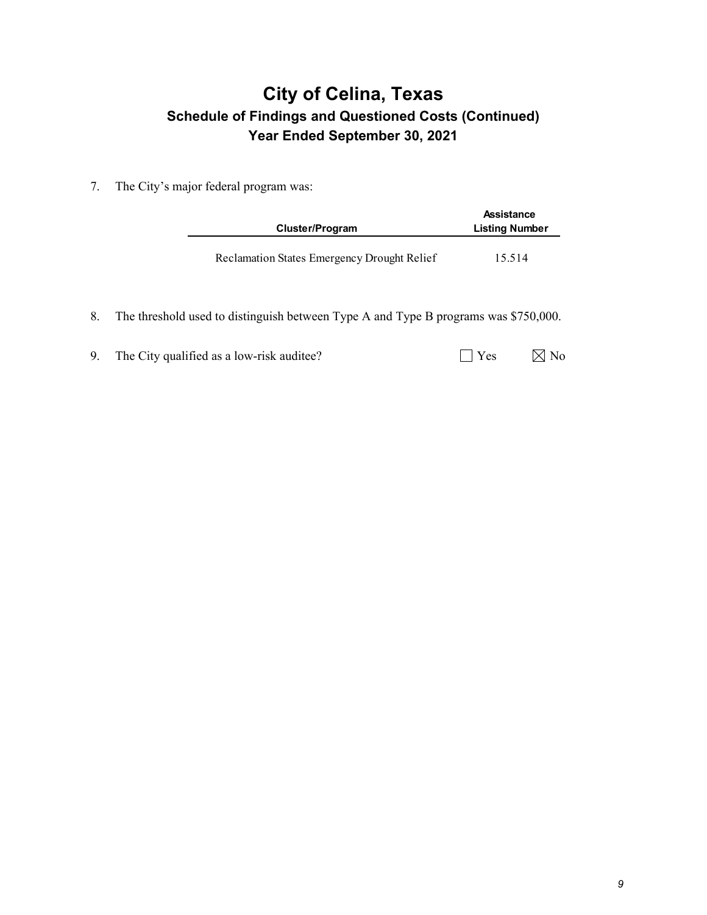# City of Celina, Texas

## Schedule of Findings and Questioned Costs (Continued)

## Year Ended September 30, 2021

7. The City's major federal program was:

| Cluster/Program | Assistance Listing Number |
|---|---|
| Reclamation States Emergency Drought Relief | 15.514 |

8. The threshold used to distinguish between Type A and Type B programs was $750,000.

9. The City qualified as a low-risk auditee? ☐ Yes ☒ No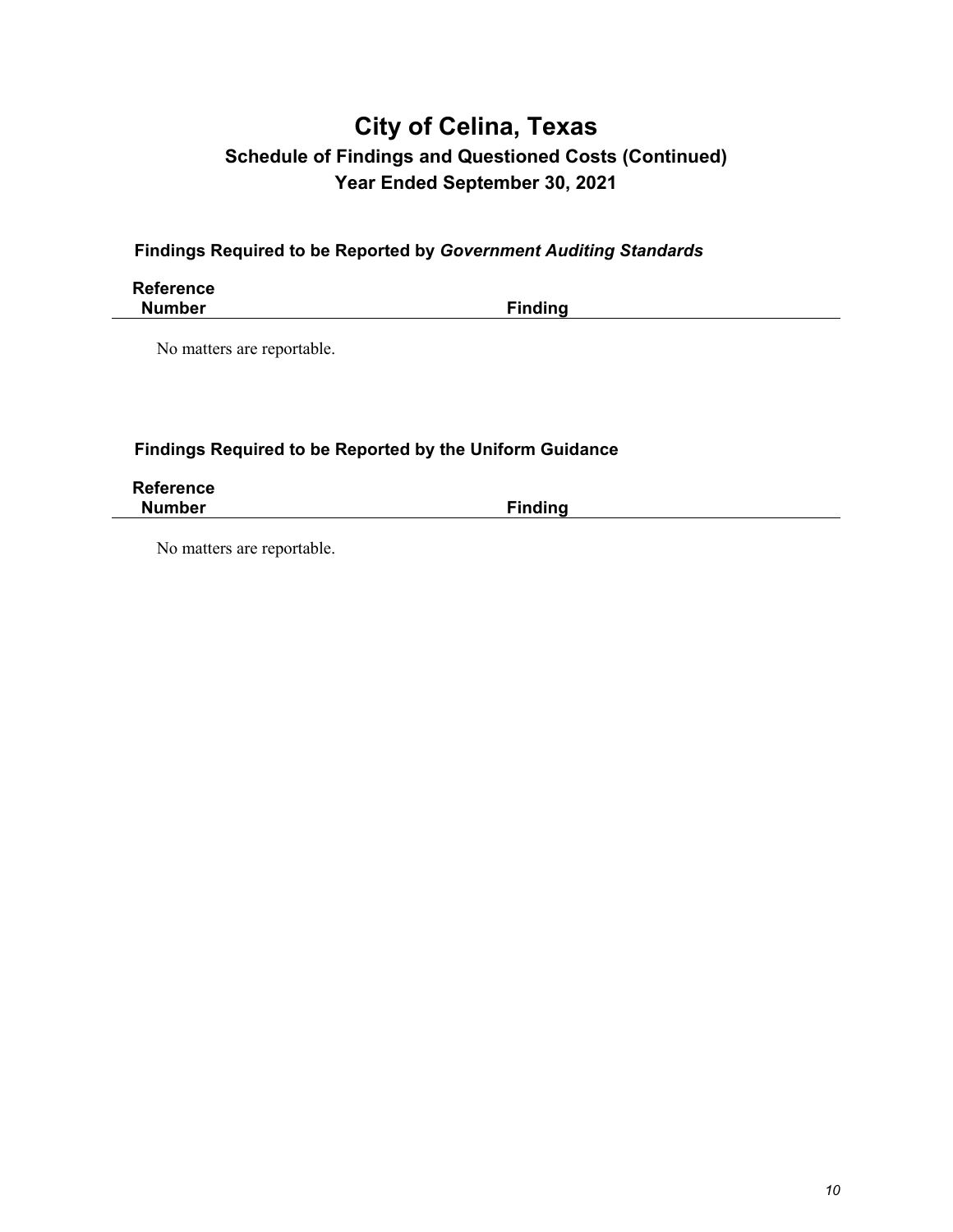# City of Celina, Texas

## Schedule of Findings and Questioned Costs (Continued)

## Year Ended September 30, 2021

### Findings Required to be Reported by *Government Auditing Standards*

| Reference Number | Finding |
|---|---|

No matters are reportable.

### Findings Required to be Reported by the Uniform Guidance

| Reference Number | Finding |
|---|---|

No matters are reportable.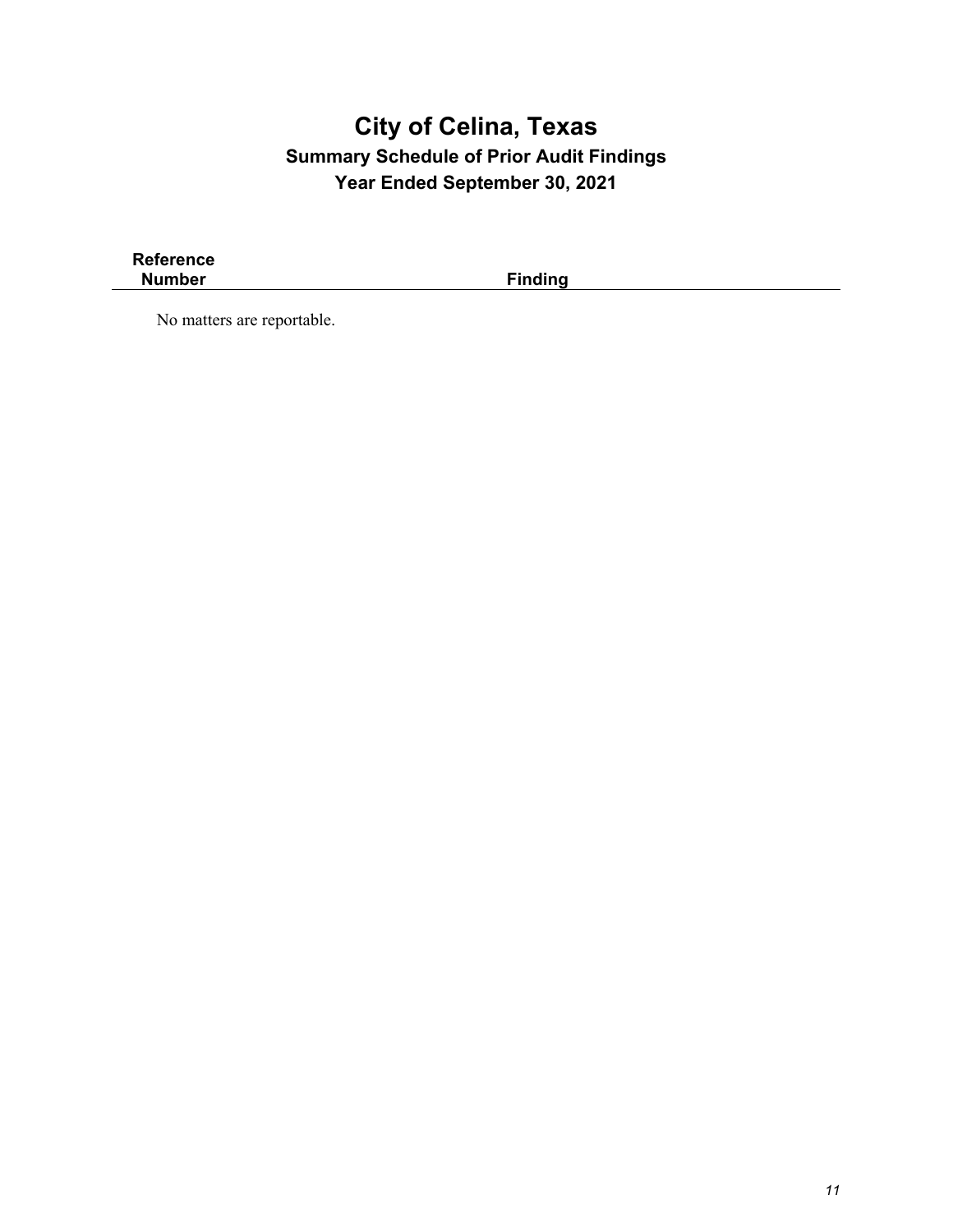# City of Celina, Texas

## Summary Schedule of Prior Audit Findings

## Year Ended September 30, 2021

| Reference Number | Finding |
| --- | --- |

No matters are reportable.